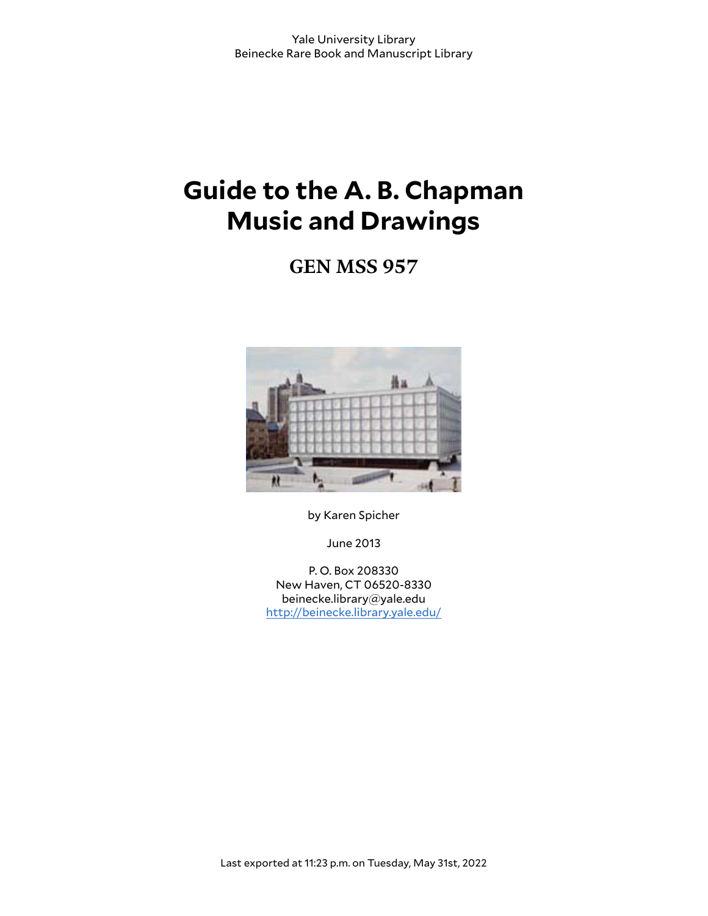Yale University Library
Beinecke Rare Book and Manuscript Library

# Guide to the A. B. Chapman Music and Drawings

## GEN MSS 957

by Karen Spicher

June 2013

P. O. Box 208330
New Haven, CT 06520-8330
beinecke.library@yale.edu
http://beinecke.library.yale.edu/

Last exported at 11:23 p.m. on Tuesday, May 31st, 2022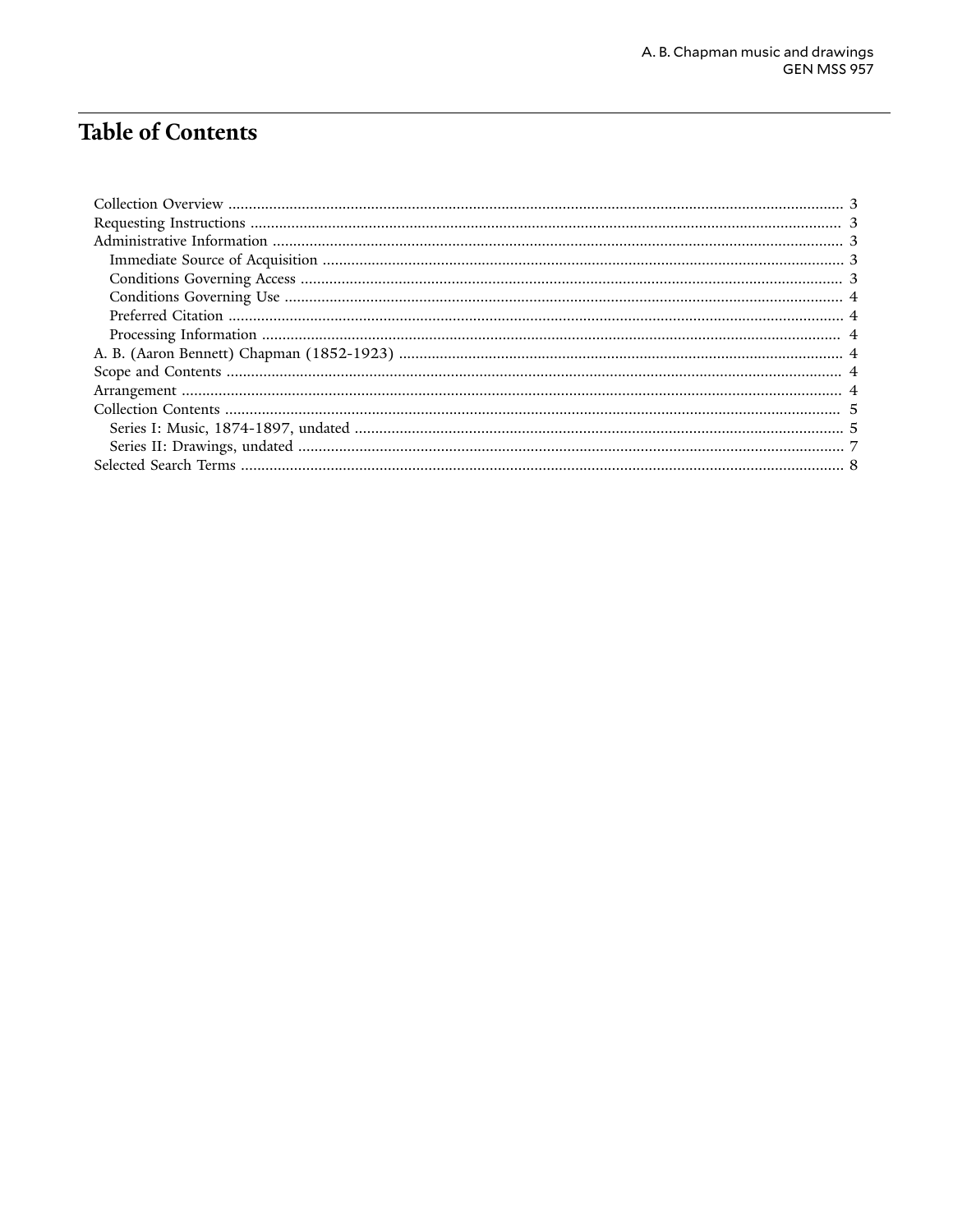# Table of Contents

- Collection Overview ... 3
- Requesting Instructions ... 3
- Administrative Information ... 3
  - Immediate Source of Acquisition ... 3
  - Conditions Governing Access ... 3
  - Conditions Governing Use ... 4
  - Preferred Citation ... 4
  - Processing Information ... 4
- A. B. (Aaron Bennett) Chapman (1852-1923) ... 4
- Scope and Contents ... 4
- Arrangement ... 4
- Collection Contents ... 5
  - Series I: Music, 1874-1897, undated ... 5
  - Series II: Drawings, undated ... 7
- Selected Search Terms ... 8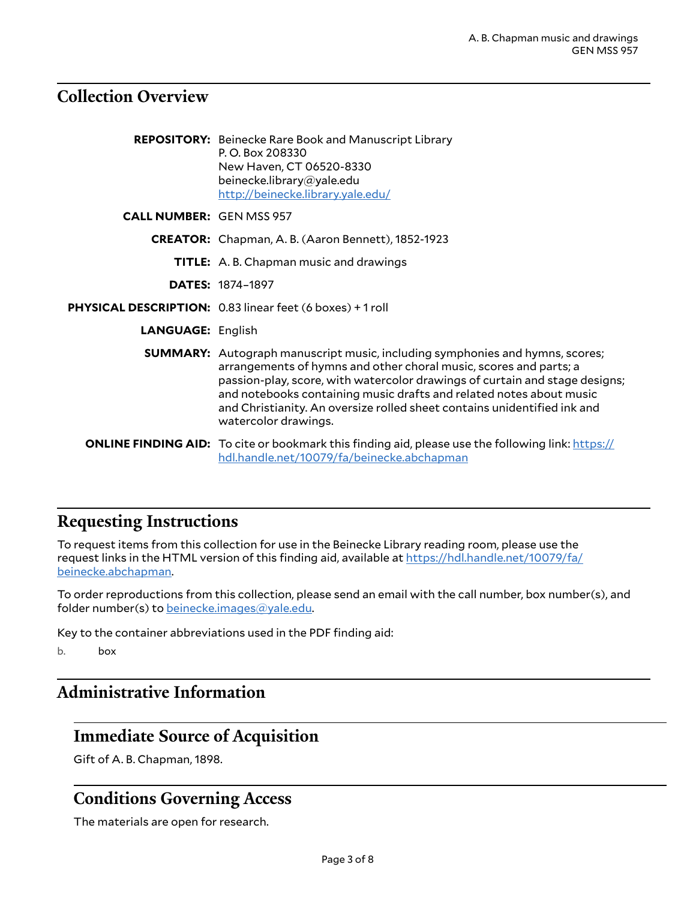## Collection Overview

**REPOSITORY:** Beinecke Rare Book and Manuscript Library
P. O. Box 208330
New Haven, CT 06520-8330
beinecke.library@yale.edu
http://beinecke.library.yale.edu/

**CALL NUMBER:** GEN MSS 957

**CREATOR:** Chapman, A. B. (Aaron Bennett), 1852-1923

**TITLE:** A. B. Chapman music and drawings

**DATES:** 1874–1897

**PHYSICAL DESCRIPTION:** 0.83 linear feet (6 boxes) + 1 roll

**LANGUAGE:** English

**SUMMARY:** Autograph manuscript music, including symphonies and hymns, scores; arrangements of hymns and other choral music, scores and parts; a passion-play, score, with watercolor drawings of curtain and stage designs; and notebooks containing music drafts and related notes about music and Christianity. An oversize rolled sheet contains unidentified ink and watercolor drawings.

**ONLINE FINDING AID:** To cite or bookmark this finding aid, please use the following link: https://hdl.handle.net/10079/fa/beinecke.abchapman

## Requesting Instructions

To request items from this collection for use in the Beinecke Library reading room, please use the request links in the HTML version of this finding aid, available at https://hdl.handle.net/10079/fa/beinecke.abchapman.

To order reproductions from this collection, please send an email with the call number, box number(s), and folder number(s) to beinecke.images@yale.edu.

Key to the container abbreviations used in the PDF finding aid:

b. box

## Administrative Information

### Immediate Source of Acquisition

Gift of A. B. Chapman, 1898.

### Conditions Governing Access

The materials are open for research.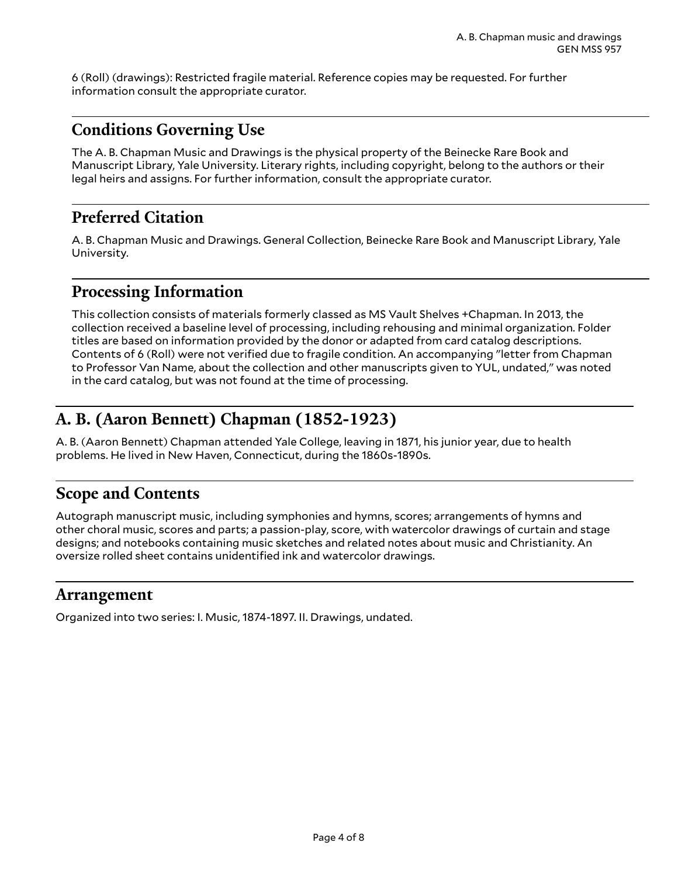6 (Roll) (drawings): Restricted fragile material. Reference copies may be requested. For further information consult the appropriate curator.

## Conditions Governing Use

The A. B. Chapman Music and Drawings is the physical property of the Beinecke Rare Book and Manuscript Library, Yale University. Literary rights, including copyright, belong to the authors or their legal heirs and assigns. For further information, consult the appropriate curator.

## Preferred Citation

A. B. Chapman Music and Drawings. General Collection, Beinecke Rare Book and Manuscript Library, Yale University.

## Processing Information

This collection consists of materials formerly classed as MS Vault Shelves +Chapman. In 2013, the collection received a baseline level of processing, including rehousing and minimal organization. Folder titles are based on information provided by the donor or adapted from card catalog descriptions. Contents of 6 (Roll) were not verified due to fragile condition. An accompanying "letter from Chapman to Professor Van Name, about the collection and other manuscripts given to YUL, undated," was noted in the card catalog, but was not found at the time of processing.

# A. B. (Aaron Bennett) Chapman (1852-1923)

A. B. (Aaron Bennett) Chapman attended Yale College, leaving in 1871, his junior year, due to health problems. He lived in New Haven, Connecticut, during the 1860s-1890s.

## Scope and Contents

Autograph manuscript music, including symphonies and hymns, scores; arrangements of hymns and other choral music, scores and parts; a passion-play, score, with watercolor drawings of curtain and stage designs; and notebooks containing music sketches and related notes about music and Christianity. An oversize rolled sheet contains unidentified ink and watercolor drawings.

## Arrangement

Organized into two series: I. Music, 1874-1897. II. Drawings, undated.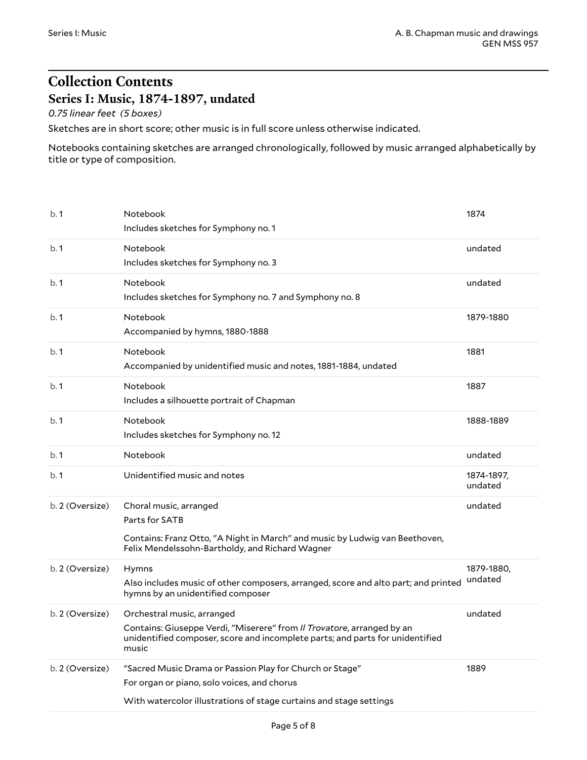# Collection Contents

## Series I: Music, 1874-1897, undated

*0.75 linear feet (5 boxes)*

Sketches are in short score; other music is in full score unless otherwise indicated.

Notebooks containing sketches are arranged chronologically, followed by music arranged alphabetically by title or type of composition.

| Box | Description | Date |
|---|---|---|
| b. 1 | Notebook<br>Includes sketches for Symphony no. 1 | 1874 |
| b. 1 | Notebook<br>Includes sketches for Symphony no. 3 | undated |
| b. 1 | Notebook<br>Includes sketches for Symphony no. 7 and Symphony no. 8 | undated |
| b. 1 | Notebook<br>Accompanied by hymns, 1880-1888 | 1879-1880 |
| b. 1 | Notebook<br>Accompanied by unidentified music and notes, 1881-1884, undated | 1881 |
| b. 1 | Notebook<br>Includes a silhouette portrait of Chapman | 1887 |
| b. 1 | Notebook<br>Includes sketches for Symphony no. 12 | 1888-1889 |
| b. 1 | Notebook | undated |
| b. 1 | Unidentified music and notes | 1874-1897, undated |
| b. 2 (Oversize) | Choral music, arranged<br>Parts for SATB<br>Contains: Franz Otto, "A Night in March" and music by Ludwig van Beethoven, Felix Mendelssohn-Bartholdy, and Richard Wagner | undated |
| b. 2 (Oversize) | Hymns<br>Also includes music of other composers, arranged, score and alto part; and printed hymns by an unidentified composer | 1879-1880, undated |
| b. 2 (Oversize) | Orchestral music, arranged<br>Contains: Giuseppe Verdi, "Miserere" from *Il Trovatore*, arranged by an unidentified composer, score and incomplete parts; and parts for unidentified music | undated |
| b. 2 (Oversize) | "Sacred Music Drama or Passion Play for Church or Stage"<br>For organ or piano, solo voices, and chorus<br>With watercolor illustrations of stage curtains and stage settings | 1889 |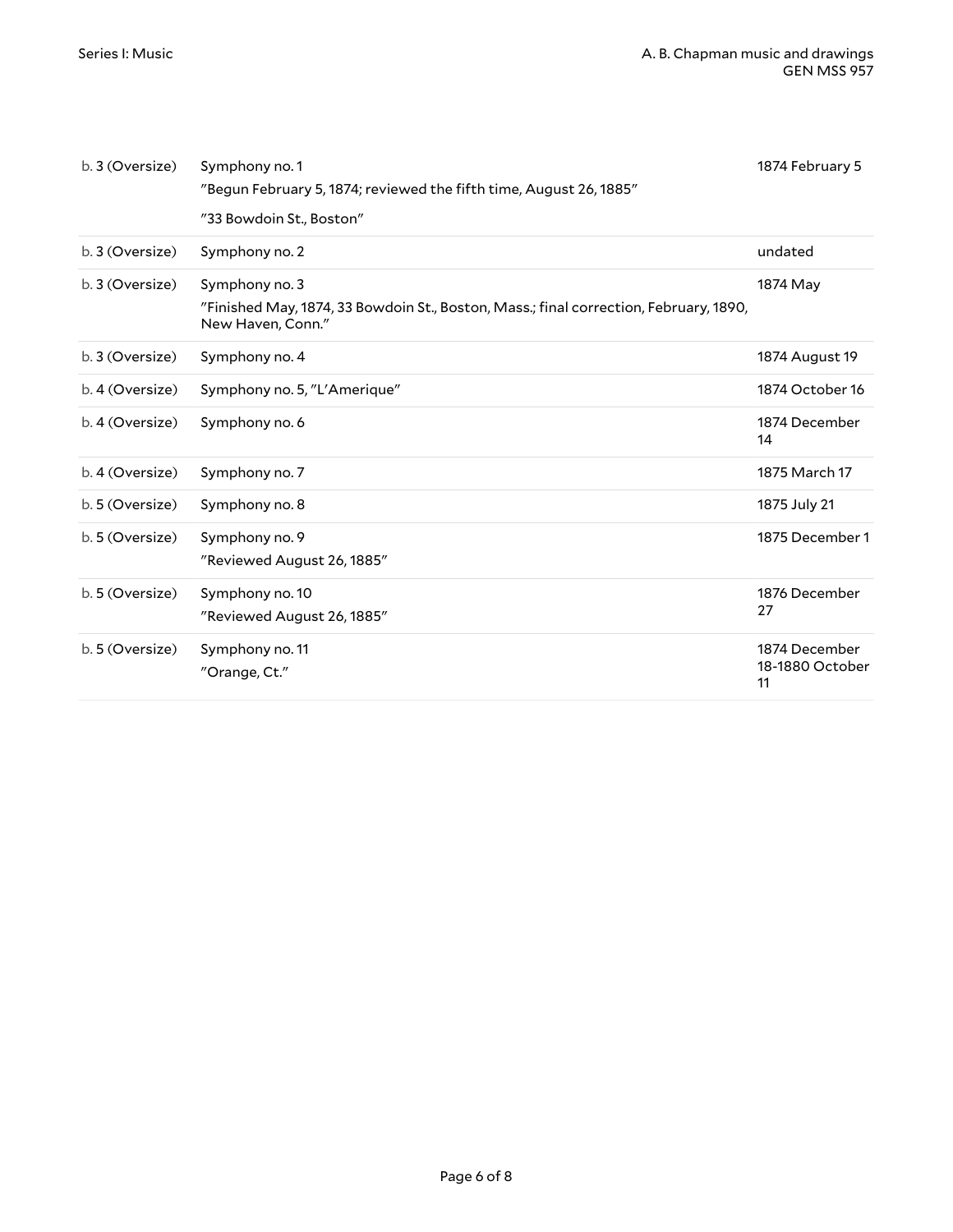| | | |
|---|---|---|
| b. 3 (Oversize) | Symphony no. 1<br>"Begun February 5, 1874; reviewed the fifth time, August 26, 1885"<br>"33 Bowdoin St., Boston" | 1874 February 5 |
| b. 3 (Oversize) | Symphony no. 2 | undated |
| b. 3 (Oversize) | Symphony no. 3<br>"Finished May, 1874, 33 Bowdoin St., Boston, Mass.; final correction, February, 1890, New Haven, Conn." | 1874 May |
| b. 3 (Oversize) | Symphony no. 4 | 1874 August 19 |
| b. 4 (Oversize) | Symphony no. 5, "L'Amerique" | 1874 October 16 |
| b. 4 (Oversize) | Symphony no. 6 | 1874 December 14 |
| b. 4 (Oversize) | Symphony no. 7 | 1875 March 17 |
| b. 5 (Oversize) | Symphony no. 8 | 1875 July 21 |
| b. 5 (Oversize) | Symphony no. 9<br>"Reviewed August 26, 1885" | 1875 December 1 |
| b. 5 (Oversize) | Symphony no. 10<br>"Reviewed August 26, 1885" | 1876 December 27 |
| b. 5 (Oversize) | Symphony no. 11<br>"Orange, Ct." | 1874 December 18-1880 October 11 |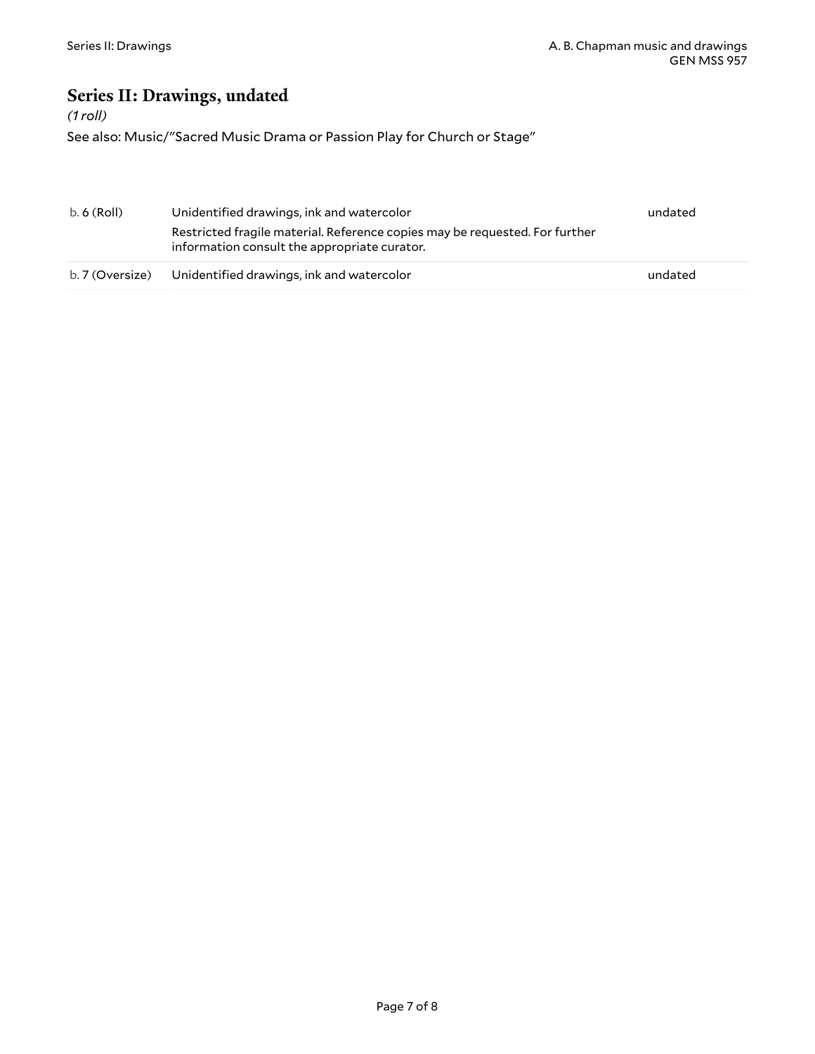## Series II: Drawings, undated

*(1 roll)*

See also: Music/"Sacred Music Drama or Passion Play for Church or Stage"

| | | |
|---|---|---|
| b. 6 (Roll) | Unidentified drawings, ink and watercolor<br>Restricted fragile material. Reference copies may be requested. For further information consult the appropriate curator. | undated |
| b. 7 (Oversize) | Unidentified drawings, ink and watercolor | undated |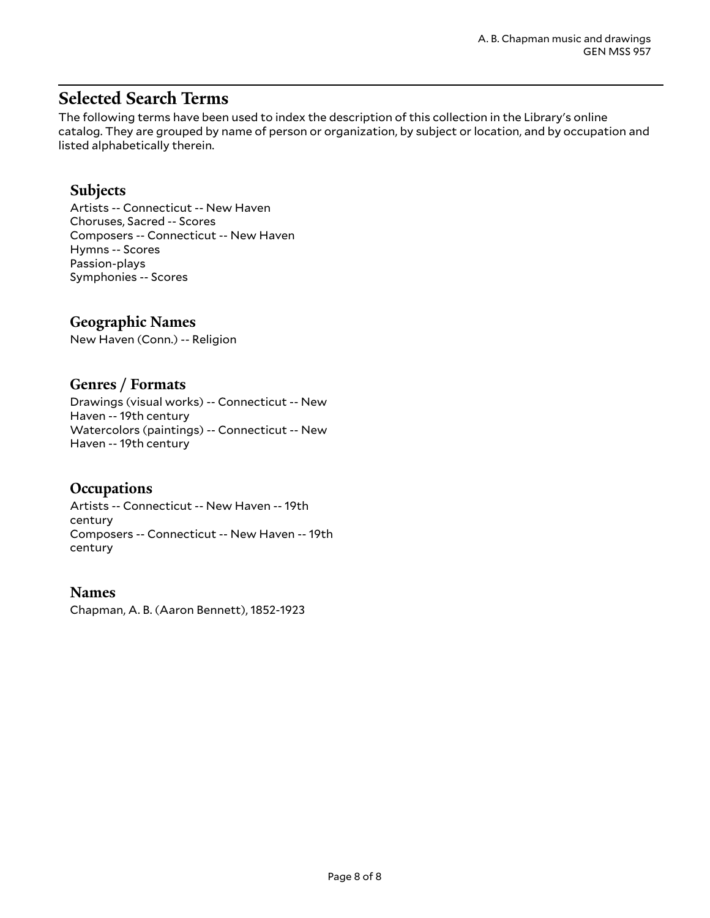## Selected Search Terms

The following terms have been used to index the description of this collection in the Library's online catalog. They are grouped by name of person or organization, by subject or location, and by occupation and listed alphabetically therein.

### Subjects

Artists -- Connecticut -- New Haven
Choruses, Sacred -- Scores
Composers -- Connecticut -- New Haven
Hymns -- Scores
Passion-plays
Symphonies -- Scores

### Geographic Names

New Haven (Conn.) -- Religion

### Genres / Formats

Drawings (visual works) -- Connecticut -- New Haven -- 19th century
Watercolors (paintings) -- Connecticut -- New Haven -- 19th century

### Occupations

Artists -- Connecticut -- New Haven -- 19th century
Composers -- Connecticut -- New Haven -- 19th century

### Names

Chapman, A. B. (Aaron Bennett), 1852-1923